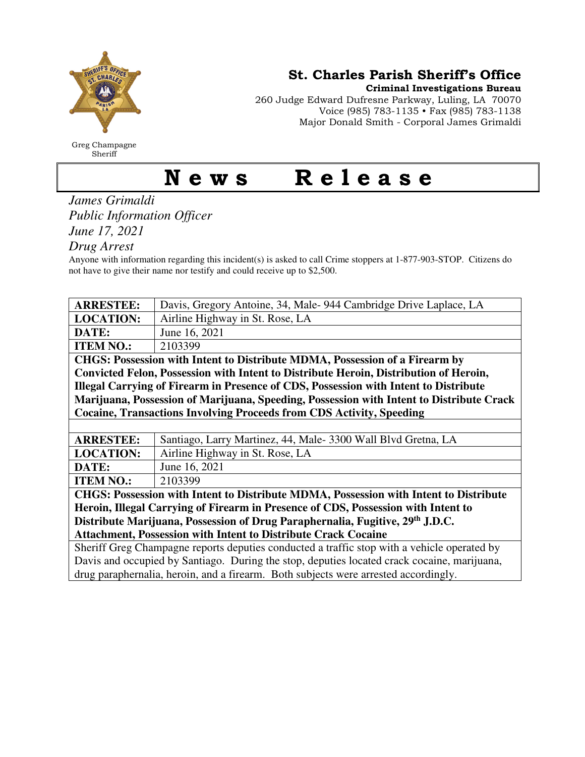**St. Charles Parish Sheriff's Office**

**Criminal Investigations Bureau**

260 Judge Edward Dufresne Parkway, Luling, LA 70070
Voice (985) 783-1135 • Fax (985) 783-1138
Major Donald Smith - Corporal James Grimaldi

Greg Champagne
Sheriff

# News Release

*James Grimaldi*
*Public Information Officer*
*June 17, 2021*
*Drug Arrest*

Anyone with information regarding this incident(s) is asked to call Crime stoppers at 1-877-903-STOP. Citizens do not have to give their name nor testify and could receive up to $2,500.

| | |
|---|---|
| **ARRESTEE:** | Davis, Gregory Antoine, 34, Male- 944 Cambridge Drive Laplace, LA |
| **LOCATION:** | Airline Highway in St. Rose, LA |
| **DATE:** | June 16, 2021 |
| **ITEM NO.:** | 2103399 |

**CHGS: Possession with Intent to Distribute MDMA, Possession of a Firearm by Convicted Felon, Possession with Intent to Distribute Heroin, Distribution of Heroin, Illegal Carrying of Firearm in Presence of CDS, Possession with Intent to Distribute Marijuana, Possession of Marijuana, Speeding, Possession with Intent to Distribute Crack Cocaine, Transactions Involving Proceeds from CDS Activity, Speeding**

| | |
|---|---|
| **ARRESTEE:** | Santiago, Larry Martinez, 44, Male- 3300 Wall Blvd Gretna, LA |
| **LOCATION:** | Airline Highway in St. Rose, LA |
| **DATE:** | June 16, 2021 |
| **ITEM NO.:** | 2103399 |

**CHGS: Possession with Intent to Distribute MDMA, Possession with Intent to Distribute Heroin, Illegal Carrying of Firearm in Presence of CDS, Possession with Intent to Distribute Marijuana, Possession of Drug Paraphernalia, Fugitive, 29th J.D.C. Attachment, Possession with Intent to Distribute Crack Cocaine**

Sheriff Greg Champagne reports deputies conducted a traffic stop with a vehicle operated by Davis and occupied by Santiago. During the stop, deputies located crack cocaine, marijuana, drug paraphernalia, heroin, and a firearm. Both subjects were arrested accordingly.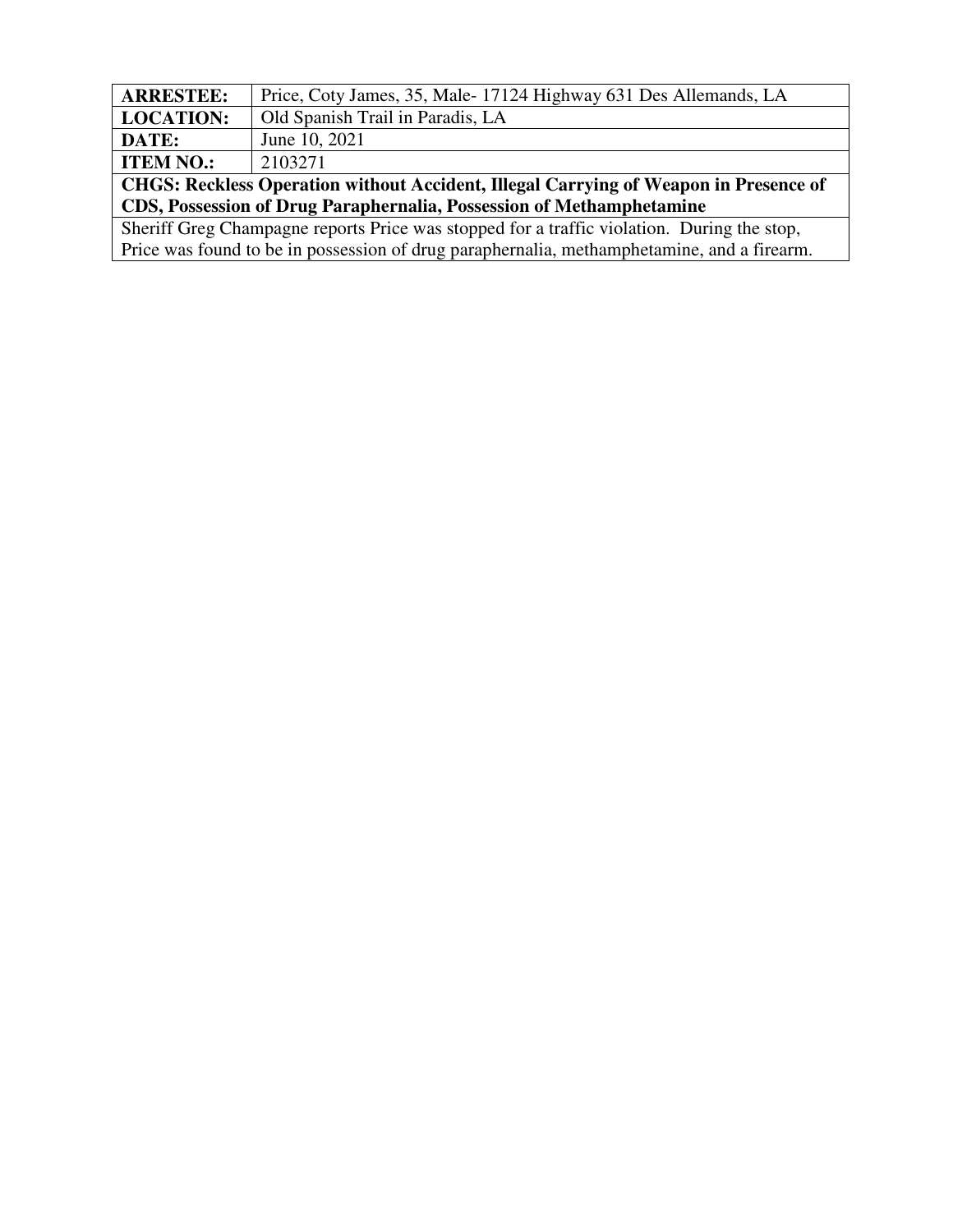| | |
|---|---|
| **ARRESTEE:** | Price, Coty James, 35, Male- 17124 Highway 631 Des Allemands, LA |
| **LOCATION:** | Old Spanish Trail in Paradis, LA |
| **DATE:** | June 10, 2021 |
| **ITEM NO.:** | 2103271 |
| **CHGS: Reckless Operation without Accident, Illegal Carrying of Weapon in Presence of CDS, Possession of Drug Paraphernalia, Possession of Methamphetamine** | |
| Sheriff Greg Champagne reports Price was stopped for a traffic violation. During the stop, Price was found to be in possession of drug paraphernalia, methamphetamine, and a firearm. | |